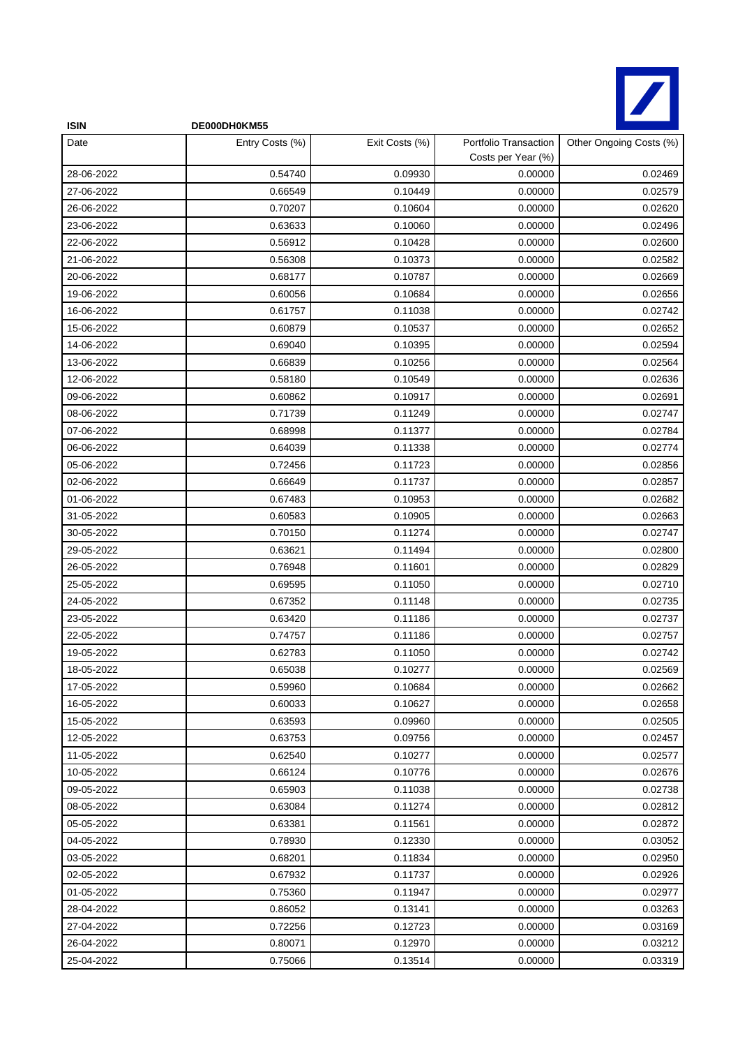| ISIN | DE000DH0KM55 | | | |
|---|---|---|---|---|
| Date | Entry Costs (%) | Exit Costs (%) | Portfolio Transaction Costs per Year (%) | Other Ongoing Costs (%) |
| 28-06-2022 | 0.54740 | 0.09930 | 0.00000 | 0.02469 |
| 27-06-2022 | 0.66549 | 0.10449 | 0.00000 | 0.02579 |
| 26-06-2022 | 0.70207 | 0.10604 | 0.00000 | 0.02620 |
| 23-06-2022 | 0.63633 | 0.10060 | 0.00000 | 0.02496 |
| 22-06-2022 | 0.56912 | 0.10428 | 0.00000 | 0.02600 |
| 21-06-2022 | 0.56308 | 0.10373 | 0.00000 | 0.02582 |
| 20-06-2022 | 0.68177 | 0.10787 | 0.00000 | 0.02669 |
| 19-06-2022 | 0.60056 | 0.10684 | 0.00000 | 0.02656 |
| 16-06-2022 | 0.61757 | 0.11038 | 0.00000 | 0.02742 |
| 15-06-2022 | 0.60879 | 0.10537 | 0.00000 | 0.02652 |
| 14-06-2022 | 0.69040 | 0.10395 | 0.00000 | 0.02594 |
| 13-06-2022 | 0.66839 | 0.10256 | 0.00000 | 0.02564 |
| 12-06-2022 | 0.58180 | 0.10549 | 0.00000 | 0.02636 |
| 09-06-2022 | 0.60862 | 0.10917 | 0.00000 | 0.02691 |
| 08-06-2022 | 0.71739 | 0.11249 | 0.00000 | 0.02747 |
| 07-06-2022 | 0.68998 | 0.11377 | 0.00000 | 0.02784 |
| 06-06-2022 | 0.64039 | 0.11338 | 0.00000 | 0.02774 |
| 05-06-2022 | 0.72456 | 0.11723 | 0.00000 | 0.02856 |
| 02-06-2022 | 0.66649 | 0.11737 | 0.00000 | 0.02857 |
| 01-06-2022 | 0.67483 | 0.10953 | 0.00000 | 0.02682 |
| 31-05-2022 | 0.60583 | 0.10905 | 0.00000 | 0.02663 |
| 30-05-2022 | 0.70150 | 0.11274 | 0.00000 | 0.02747 |
| 29-05-2022 | 0.63621 | 0.11494 | 0.00000 | 0.02800 |
| 26-05-2022 | 0.76948 | 0.11601 | 0.00000 | 0.02829 |
| 25-05-2022 | 0.69595 | 0.11050 | 0.00000 | 0.02710 |
| 24-05-2022 | 0.67352 | 0.11148 | 0.00000 | 0.02735 |
| 23-05-2022 | 0.63420 | 0.11186 | 0.00000 | 0.02737 |
| 22-05-2022 | 0.74757 | 0.11186 | 0.00000 | 0.02757 |
| 19-05-2022 | 0.62783 | 0.11050 | 0.00000 | 0.02742 |
| 18-05-2022 | 0.65038 | 0.10277 | 0.00000 | 0.02569 |
| 17-05-2022 | 0.59960 | 0.10684 | 0.00000 | 0.02662 |
| 16-05-2022 | 0.60033 | 0.10627 | 0.00000 | 0.02658 |
| 15-05-2022 | 0.63593 | 0.09960 | 0.00000 | 0.02505 |
| 12-05-2022 | 0.63753 | 0.09756 | 0.00000 | 0.02457 |
| 11-05-2022 | 0.62540 | 0.10277 | 0.00000 | 0.02577 |
| 10-05-2022 | 0.66124 | 0.10776 | 0.00000 | 0.02676 |
| 09-05-2022 | 0.65903 | 0.11038 | 0.00000 | 0.02738 |
| 08-05-2022 | 0.63084 | 0.11274 | 0.00000 | 0.02812 |
| 05-05-2022 | 0.63381 | 0.11561 | 0.00000 | 0.02872 |
| 04-05-2022 | 0.78930 | 0.12330 | 0.00000 | 0.03052 |
| 03-05-2022 | 0.68201 | 0.11834 | 0.00000 | 0.02950 |
| 02-05-2022 | 0.67932 | 0.11737 | 0.00000 | 0.02926 |
| 01-05-2022 | 0.75360 | 0.11947 | 0.00000 | 0.02977 |
| 28-04-2022 | 0.86052 | 0.13141 | 0.00000 | 0.03263 |
| 27-04-2022 | 0.72256 | 0.12723 | 0.00000 | 0.03169 |
| 26-04-2022 | 0.80071 | 0.12970 | 0.00000 | 0.03212 |
| 25-04-2022 | 0.75066 | 0.13514 | 0.00000 | 0.03319 |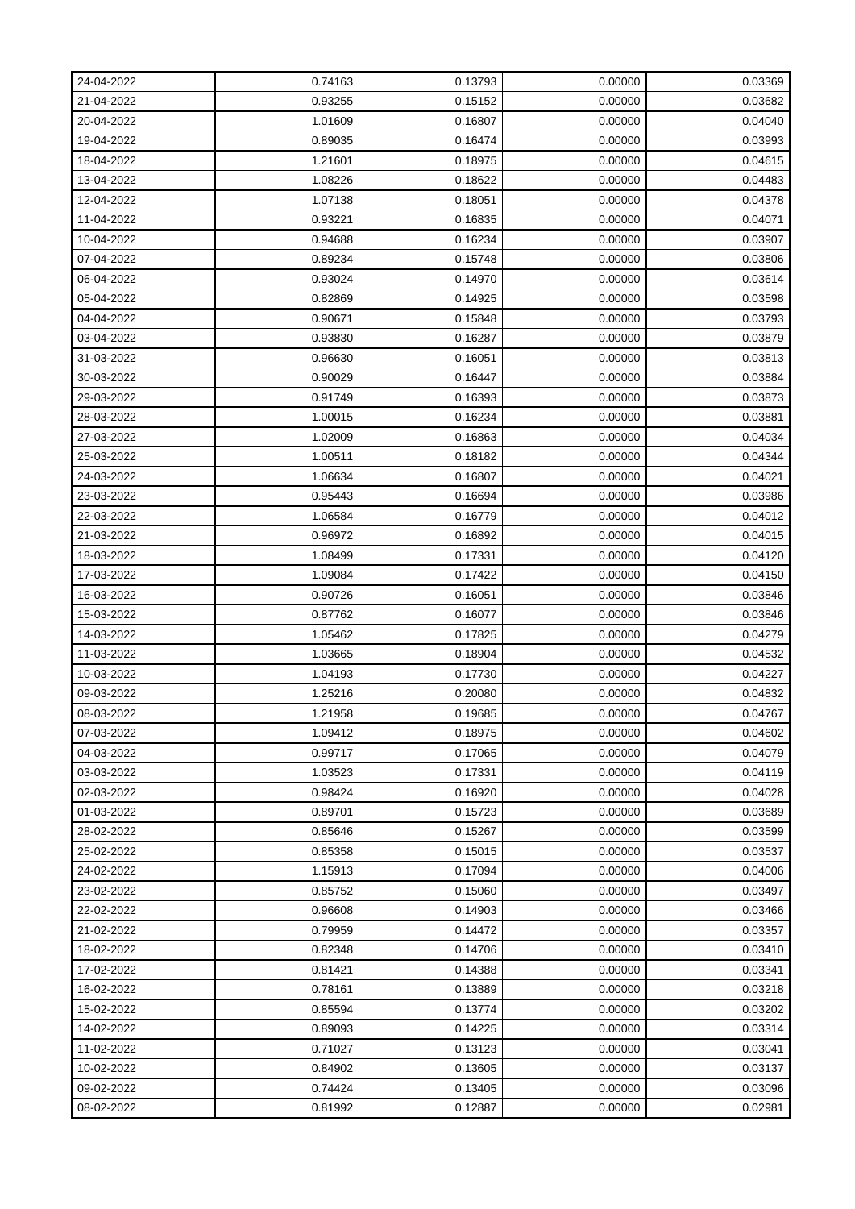| | | | | |
|---|---|---|---|---|
| 24-04-2022 | 0.74163 | 0.13793 | 0.00000 | 0.03369 |
| 21-04-2022 | 0.93255 | 0.15152 | 0.00000 | 0.03682 |
| 20-04-2022 | 1.01609 | 0.16807 | 0.00000 | 0.04040 |
| 19-04-2022 | 0.89035 | 0.16474 | 0.00000 | 0.03993 |
| 18-04-2022 | 1.21601 | 0.18975 | 0.00000 | 0.04615 |
| 13-04-2022 | 1.08226 | 0.18622 | 0.00000 | 0.04483 |
| 12-04-2022 | 1.07138 | 0.18051 | 0.00000 | 0.04378 |
| 11-04-2022 | 0.93221 | 0.16835 | 0.00000 | 0.04071 |
| 10-04-2022 | 0.94688 | 0.16234 | 0.00000 | 0.03907 |
| 07-04-2022 | 0.89234 | 0.15748 | 0.00000 | 0.03806 |
| 06-04-2022 | 0.93024 | 0.14970 | 0.00000 | 0.03614 |
| 05-04-2022 | 0.82869 | 0.14925 | 0.00000 | 0.03598 |
| 04-04-2022 | 0.90671 | 0.15848 | 0.00000 | 0.03793 |
| 03-04-2022 | 0.93830 | 0.16287 | 0.00000 | 0.03879 |
| 31-03-2022 | 0.96630 | 0.16051 | 0.00000 | 0.03813 |
| 30-03-2022 | 0.90029 | 0.16447 | 0.00000 | 0.03884 |
| 29-03-2022 | 0.91749 | 0.16393 | 0.00000 | 0.03873 |
| 28-03-2022 | 1.00015 | 0.16234 | 0.00000 | 0.03881 |
| 27-03-2022 | 1.02009 | 0.16863 | 0.00000 | 0.04034 |
| 25-03-2022 | 1.00511 | 0.18182 | 0.00000 | 0.04344 |
| 24-03-2022 | 1.06634 | 0.16807 | 0.00000 | 0.04021 |
| 23-03-2022 | 0.95443 | 0.16694 | 0.00000 | 0.03986 |
| 22-03-2022 | 1.06584 | 0.16779 | 0.00000 | 0.04012 |
| 21-03-2022 | 0.96972 | 0.16892 | 0.00000 | 0.04015 |
| 18-03-2022 | 1.08499 | 0.17331 | 0.00000 | 0.04120 |
| 17-03-2022 | 1.09084 | 0.17422 | 0.00000 | 0.04150 |
| 16-03-2022 | 0.90726 | 0.16051 | 0.00000 | 0.03846 |
| 15-03-2022 | 0.87762 | 0.16077 | 0.00000 | 0.03846 |
| 14-03-2022 | 1.05462 | 0.17825 | 0.00000 | 0.04279 |
| 11-03-2022 | 1.03665 | 0.18904 | 0.00000 | 0.04532 |
| 10-03-2022 | 1.04193 | 0.17730 | 0.00000 | 0.04227 |
| 09-03-2022 | 1.25216 | 0.20080 | 0.00000 | 0.04832 |
| 08-03-2022 | 1.21958 | 0.19685 | 0.00000 | 0.04767 |
| 07-03-2022 | 1.09412 | 0.18975 | 0.00000 | 0.04602 |
| 04-03-2022 | 0.99717 | 0.17065 | 0.00000 | 0.04079 |
| 03-03-2022 | 1.03523 | 0.17331 | 0.00000 | 0.04119 |
| 02-03-2022 | 0.98424 | 0.16920 | 0.00000 | 0.04028 |
| 01-03-2022 | 0.89701 | 0.15723 | 0.00000 | 0.03689 |
| 28-02-2022 | 0.85646 | 0.15267 | 0.00000 | 0.03599 |
| 25-02-2022 | 0.85358 | 0.15015 | 0.00000 | 0.03537 |
| 24-02-2022 | 1.15913 | 0.17094 | 0.00000 | 0.04006 |
| 23-02-2022 | 0.85752 | 0.15060 | 0.00000 | 0.03497 |
| 22-02-2022 | 0.96608 | 0.14903 | 0.00000 | 0.03466 |
| 21-02-2022 | 0.79959 | 0.14472 | 0.00000 | 0.03357 |
| 18-02-2022 | 0.82348 | 0.14706 | 0.00000 | 0.03410 |
| 17-02-2022 | 0.81421 | 0.14388 | 0.00000 | 0.03341 |
| 16-02-2022 | 0.78161 | 0.13889 | 0.00000 | 0.03218 |
| 15-02-2022 | 0.85594 | 0.13774 | 0.00000 | 0.03202 |
| 14-02-2022 | 0.89093 | 0.14225 | 0.00000 | 0.03314 |
| 11-02-2022 | 0.71027 | 0.13123 | 0.00000 | 0.03041 |
| 10-02-2022 | 0.84902 | 0.13605 | 0.00000 | 0.03137 |
| 09-02-2022 | 0.74424 | 0.13405 | 0.00000 | 0.03096 |
| 08-02-2022 | 0.81992 | 0.12887 | 0.00000 | 0.02981 |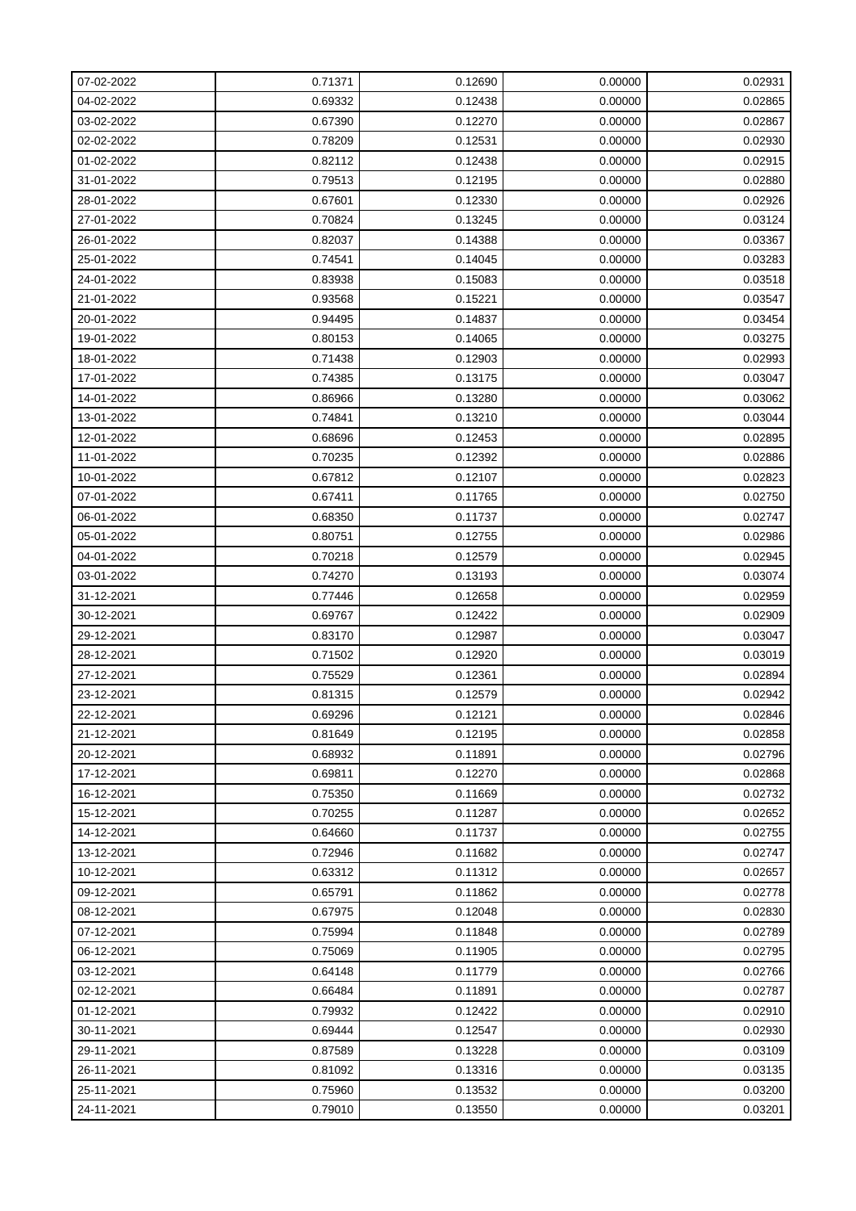| 07-02-2022 | 0.71371 | 0.12690 | 0.00000 | 0.02931 |
|---|---|---|---|---|
| 04-02-2022 | 0.69332 | 0.12438 | 0.00000 | 0.02865 |
| 03-02-2022 | 0.67390 | 0.12270 | 0.00000 | 0.02867 |
| 02-02-2022 | 0.78209 | 0.12531 | 0.00000 | 0.02930 |
| 01-02-2022 | 0.82112 | 0.12438 | 0.00000 | 0.02915 |
| 31-01-2022 | 0.79513 | 0.12195 | 0.00000 | 0.02880 |
| 28-01-2022 | 0.67601 | 0.12330 | 0.00000 | 0.02926 |
| 27-01-2022 | 0.70824 | 0.13245 | 0.00000 | 0.03124 |
| 26-01-2022 | 0.82037 | 0.14388 | 0.00000 | 0.03367 |
| 25-01-2022 | 0.74541 | 0.14045 | 0.00000 | 0.03283 |
| 24-01-2022 | 0.83938 | 0.15083 | 0.00000 | 0.03518 |
| 21-01-2022 | 0.93568 | 0.15221 | 0.00000 | 0.03547 |
| 20-01-2022 | 0.94495 | 0.14837 | 0.00000 | 0.03454 |
| 19-01-2022 | 0.80153 | 0.14065 | 0.00000 | 0.03275 |
| 18-01-2022 | 0.71438 | 0.12903 | 0.00000 | 0.02993 |
| 17-01-2022 | 0.74385 | 0.13175 | 0.00000 | 0.03047 |
| 14-01-2022 | 0.86966 | 0.13280 | 0.00000 | 0.03062 |
| 13-01-2022 | 0.74841 | 0.13210 | 0.00000 | 0.03044 |
| 12-01-2022 | 0.68696 | 0.12453 | 0.00000 | 0.02895 |
| 11-01-2022 | 0.70235 | 0.12392 | 0.00000 | 0.02886 |
| 10-01-2022 | 0.67812 | 0.12107 | 0.00000 | 0.02823 |
| 07-01-2022 | 0.67411 | 0.11765 | 0.00000 | 0.02750 |
| 06-01-2022 | 0.68350 | 0.11737 | 0.00000 | 0.02747 |
| 05-01-2022 | 0.80751 | 0.12755 | 0.00000 | 0.02986 |
| 04-01-2022 | 0.70218 | 0.12579 | 0.00000 | 0.02945 |
| 03-01-2022 | 0.74270 | 0.13193 | 0.00000 | 0.03074 |
| 31-12-2021 | 0.77446 | 0.12658 | 0.00000 | 0.02959 |
| 30-12-2021 | 0.69767 | 0.12422 | 0.00000 | 0.02909 |
| 29-12-2021 | 0.83170 | 0.12987 | 0.00000 | 0.03047 |
| 28-12-2021 | 0.71502 | 0.12920 | 0.00000 | 0.03019 |
| 27-12-2021 | 0.75529 | 0.12361 | 0.00000 | 0.02894 |
| 23-12-2021 | 0.81315 | 0.12579 | 0.00000 | 0.02942 |
| 22-12-2021 | 0.69296 | 0.12121 | 0.00000 | 0.02846 |
| 21-12-2021 | 0.81649 | 0.12195 | 0.00000 | 0.02858 |
| 20-12-2021 | 0.68932 | 0.11891 | 0.00000 | 0.02796 |
| 17-12-2021 | 0.69811 | 0.12270 | 0.00000 | 0.02868 |
| 16-12-2021 | 0.75350 | 0.11669 | 0.00000 | 0.02732 |
| 15-12-2021 | 0.70255 | 0.11287 | 0.00000 | 0.02652 |
| 14-12-2021 | 0.64660 | 0.11737 | 0.00000 | 0.02755 |
| 13-12-2021 | 0.72946 | 0.11682 | 0.00000 | 0.02747 |
| 10-12-2021 | 0.63312 | 0.11312 | 0.00000 | 0.02657 |
| 09-12-2021 | 0.65791 | 0.11862 | 0.00000 | 0.02778 |
| 08-12-2021 | 0.67975 | 0.12048 | 0.00000 | 0.02830 |
| 07-12-2021 | 0.75994 | 0.11848 | 0.00000 | 0.02789 |
| 06-12-2021 | 0.75069 | 0.11905 | 0.00000 | 0.02795 |
| 03-12-2021 | 0.64148 | 0.11779 | 0.00000 | 0.02766 |
| 02-12-2021 | 0.66484 | 0.11891 | 0.00000 | 0.02787 |
| 01-12-2021 | 0.79932 | 0.12422 | 0.00000 | 0.02910 |
| 30-11-2021 | 0.69444 | 0.12547 | 0.00000 | 0.02930 |
| 29-11-2021 | 0.87589 | 0.13228 | 0.00000 | 0.03109 |
| 26-11-2021 | 0.81092 | 0.13316 | 0.00000 | 0.03135 |
| 25-11-2021 | 0.75960 | 0.13532 | 0.00000 | 0.03200 |
| 24-11-2021 | 0.79010 | 0.13550 | 0.00000 | 0.03201 |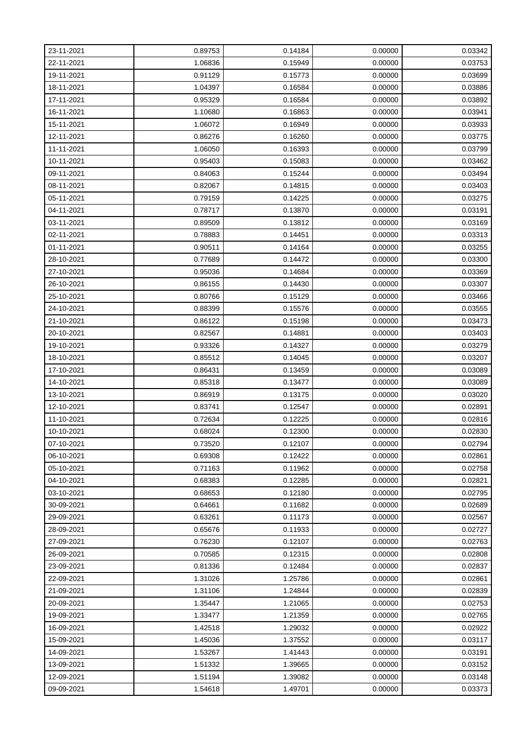| 23-11-2021 | 0.89753 | 0.14184 | 0.00000 | 0.03342 |
|---|---|---|---|---|
| 22-11-2021 | 1.06836 | 0.15949 | 0.00000 | 0.03753 |
| 19-11-2021 | 0.91129 | 0.15773 | 0.00000 | 0.03699 |
| 18-11-2021 | 1.04397 | 0.16584 | 0.00000 | 0.03886 |
| 17-11-2021 | 0.95329 | 0.16584 | 0.00000 | 0.03892 |
| 16-11-2021 | 1.10680 | 0.16863 | 0.00000 | 0.03941 |
| 15-11-2021 | 1.06072 | 0.16949 | 0.00000 | 0.03933 |
| 12-11-2021 | 0.86276 | 0.16260 | 0.00000 | 0.03775 |
| 11-11-2021 | 1.06050 | 0.16393 | 0.00000 | 0.03799 |
| 10-11-2021 | 0.95403 | 0.15083 | 0.00000 | 0.03462 |
| 09-11-2021 | 0.84063 | 0.15244 | 0.00000 | 0.03494 |
| 08-11-2021 | 0.82067 | 0.14815 | 0.00000 | 0.03403 |
| 05-11-2021 | 0.79159 | 0.14225 | 0.00000 | 0.03275 |
| 04-11-2021 | 0.78717 | 0.13870 | 0.00000 | 0.03191 |
| 03-11-2021 | 0.89509 | 0.13812 | 0.00000 | 0.03169 |
| 02-11-2021 | 0.78883 | 0.14451 | 0.00000 | 0.03313 |
| 01-11-2021 | 0.90511 | 0.14164 | 0.00000 | 0.03255 |
| 28-10-2021 | 0.77689 | 0.14472 | 0.00000 | 0.03300 |
| 27-10-2021 | 0.95036 | 0.14684 | 0.00000 | 0.03369 |
| 26-10-2021 | 0.86155 | 0.14430 | 0.00000 | 0.03307 |
| 25-10-2021 | 0.80766 | 0.15129 | 0.00000 | 0.03466 |
| 24-10-2021 | 0.88399 | 0.15576 | 0.00000 | 0.03555 |
| 21-10-2021 | 0.86122 | 0.15198 | 0.00000 | 0.03473 |
| 20-10-2021 | 0.82567 | 0.14881 | 0.00000 | 0.03403 |
| 19-10-2021 | 0.93326 | 0.14327 | 0.00000 | 0.03279 |
| 18-10-2021 | 0.85512 | 0.14045 | 0.00000 | 0.03207 |
| 17-10-2021 | 0.86431 | 0.13459 | 0.00000 | 0.03089 |
| 14-10-2021 | 0.85318 | 0.13477 | 0.00000 | 0.03089 |
| 13-10-2021 | 0.86919 | 0.13175 | 0.00000 | 0.03020 |
| 12-10-2021 | 0.83741 | 0.12547 | 0.00000 | 0.02891 |
| 11-10-2021 | 0.72634 | 0.12225 | 0.00000 | 0.02816 |
| 10-10-2021 | 0.68024 | 0.12300 | 0.00000 | 0.02830 |
| 07-10-2021 | 0.73520 | 0.12107 | 0.00000 | 0.02794 |
| 06-10-2021 | 0.69308 | 0.12422 | 0.00000 | 0.02861 |
| 05-10-2021 | 0.71163 | 0.11962 | 0.00000 | 0.02758 |
| 04-10-2021 | 0.68383 | 0.12285 | 0.00000 | 0.02821 |
| 03-10-2021 | 0.68653 | 0.12180 | 0.00000 | 0.02795 |
| 30-09-2021 | 0.64661 | 0.11682 | 0.00000 | 0.02689 |
| 29-09-2021 | 0.63261 | 0.11173 | 0.00000 | 0.02567 |
| 28-09-2021 | 0.65676 | 0.11933 | 0.00000 | 0.02727 |
| 27-09-2021 | 0.76230 | 0.12107 | 0.00000 | 0.02763 |
| 26-09-2021 | 0.70585 | 0.12315 | 0.00000 | 0.02808 |
| 23-09-2021 | 0.81336 | 0.12484 | 0.00000 | 0.02837 |
| 22-09-2021 | 1.31026 | 1.25786 | 0.00000 | 0.02861 |
| 21-09-2021 | 1.31106 | 1.24844 | 0.00000 | 0.02839 |
| 20-09-2021 | 1.35447 | 1.21065 | 0.00000 | 0.02753 |
| 19-09-2021 | 1.33477 | 1.21359 | 0.00000 | 0.02765 |
| 16-09-2021 | 1.42518 | 1.29032 | 0.00000 | 0.02922 |
| 15-09-2021 | 1.45036 | 1.37552 | 0.00000 | 0.03117 |
| 14-09-2021 | 1.53267 | 1.41443 | 0.00000 | 0.03191 |
| 13-09-2021 | 1.51332 | 1.39665 | 0.00000 | 0.03152 |
| 12-09-2021 | 1.51194 | 1.39082 | 0.00000 | 0.03148 |
| 09-09-2021 | 1.54618 | 1.49701 | 0.00000 | 0.03373 |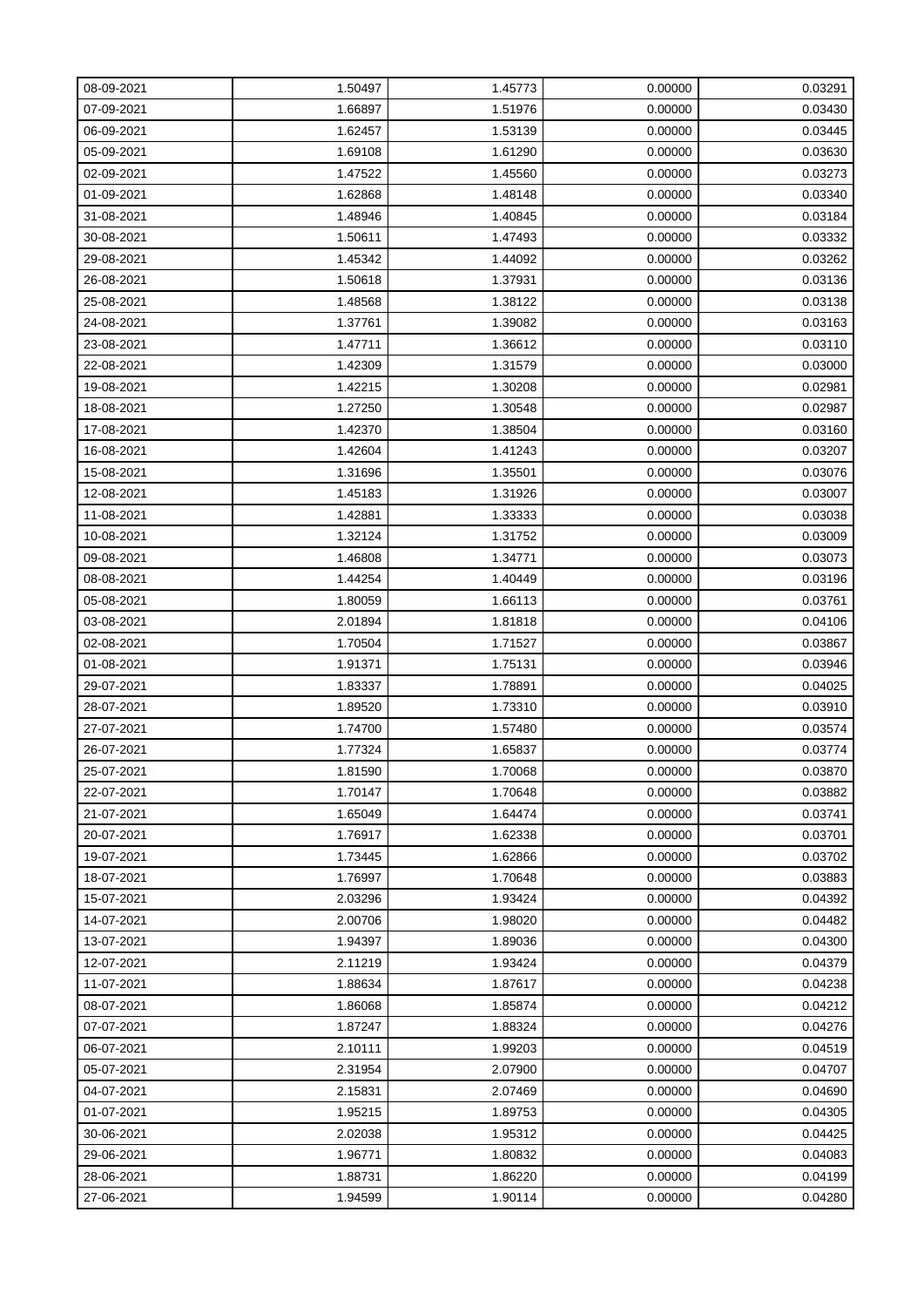| 08-09-2021 | 1.50497 | 1.45773 | 0.00000 | 0.03291 |
|---|---|---|---|---|
| 07-09-2021 | 1.66897 | 1.51976 | 0.00000 | 0.03430 |
| 06-09-2021 | 1.62457 | 1.53139 | 0.00000 | 0.03445 |
| 05-09-2021 | 1.69108 | 1.61290 | 0.00000 | 0.03630 |
| 02-09-2021 | 1.47522 | 1.45560 | 0.00000 | 0.03273 |
| 01-09-2021 | 1.62868 | 1.48148 | 0.00000 | 0.03340 |
| 31-08-2021 | 1.48946 | 1.40845 | 0.00000 | 0.03184 |
| 30-08-2021 | 1.50611 | 1.47493 | 0.00000 | 0.03332 |
| 29-08-2021 | 1.45342 | 1.44092 | 0.00000 | 0.03262 |
| 26-08-2021 | 1.50618 | 1.37931 | 0.00000 | 0.03136 |
| 25-08-2021 | 1.48568 | 1.38122 | 0.00000 | 0.03138 |
| 24-08-2021 | 1.37761 | 1.39082 | 0.00000 | 0.03163 |
| 23-08-2021 | 1.47711 | 1.36612 | 0.00000 | 0.03110 |
| 22-08-2021 | 1.42309 | 1.31579 | 0.00000 | 0.03000 |
| 19-08-2021 | 1.42215 | 1.30208 | 0.00000 | 0.02981 |
| 18-08-2021 | 1.27250 | 1.30548 | 0.00000 | 0.02987 |
| 17-08-2021 | 1.42370 | 1.38504 | 0.00000 | 0.03160 |
| 16-08-2021 | 1.42604 | 1.41243 | 0.00000 | 0.03207 |
| 15-08-2021 | 1.31696 | 1.35501 | 0.00000 | 0.03076 |
| 12-08-2021 | 1.45183 | 1.31926 | 0.00000 | 0.03007 |
| 11-08-2021 | 1.42881 | 1.33333 | 0.00000 | 0.03038 |
| 10-08-2021 | 1.32124 | 1.31752 | 0.00000 | 0.03009 |
| 09-08-2021 | 1.46808 | 1.34771 | 0.00000 | 0.03073 |
| 08-08-2021 | 1.44254 | 1.40449 | 0.00000 | 0.03196 |
| 05-08-2021 | 1.80059 | 1.66113 | 0.00000 | 0.03761 |
| 03-08-2021 | 2.01894 | 1.81818 | 0.00000 | 0.04106 |
| 02-08-2021 | 1.70504 | 1.71527 | 0.00000 | 0.03867 |
| 01-08-2021 | 1.91371 | 1.75131 | 0.00000 | 0.03946 |
| 29-07-2021 | 1.83337 | 1.78891 | 0.00000 | 0.04025 |
| 28-07-2021 | 1.89520 | 1.73310 | 0.00000 | 0.03910 |
| 27-07-2021 | 1.74700 | 1.57480 | 0.00000 | 0.03574 |
| 26-07-2021 | 1.77324 | 1.65837 | 0.00000 | 0.03774 |
| 25-07-2021 | 1.81590 | 1.70068 | 0.00000 | 0.03870 |
| 22-07-2021 | 1.70147 | 1.70648 | 0.00000 | 0.03882 |
| 21-07-2021 | 1.65049 | 1.64474 | 0.00000 | 0.03741 |
| 20-07-2021 | 1.76917 | 1.62338 | 0.00000 | 0.03701 |
| 19-07-2021 | 1.73445 | 1.62866 | 0.00000 | 0.03702 |
| 18-07-2021 | 1.76997 | 1.70648 | 0.00000 | 0.03883 |
| 15-07-2021 | 2.03296 | 1.93424 | 0.00000 | 0.04392 |
| 14-07-2021 | 2.00706 | 1.98020 | 0.00000 | 0.04482 |
| 13-07-2021 | 1.94397 | 1.89036 | 0.00000 | 0.04300 |
| 12-07-2021 | 2.11219 | 1.93424 | 0.00000 | 0.04379 |
| 11-07-2021 | 1.88634 | 1.87617 | 0.00000 | 0.04238 |
| 08-07-2021 | 1.86068 | 1.85874 | 0.00000 | 0.04212 |
| 07-07-2021 | 1.87247 | 1.88324 | 0.00000 | 0.04276 |
| 06-07-2021 | 2.10111 | 1.99203 | 0.00000 | 0.04519 |
| 05-07-2021 | 2.31954 | 2.07900 | 0.00000 | 0.04707 |
| 04-07-2021 | 2.15831 | 2.07469 | 0.00000 | 0.04690 |
| 01-07-2021 | 1.95215 | 1.89753 | 0.00000 | 0.04305 |
| 30-06-2021 | 2.02038 | 1.95312 | 0.00000 | 0.04425 |
| 29-06-2021 | 1.96771 | 1.80832 | 0.00000 | 0.04083 |
| 28-06-2021 | 1.88731 | 1.86220 | 0.00000 | 0.04199 |
| 27-06-2021 | 1.94599 | 1.90114 | 0.00000 | 0.04280 |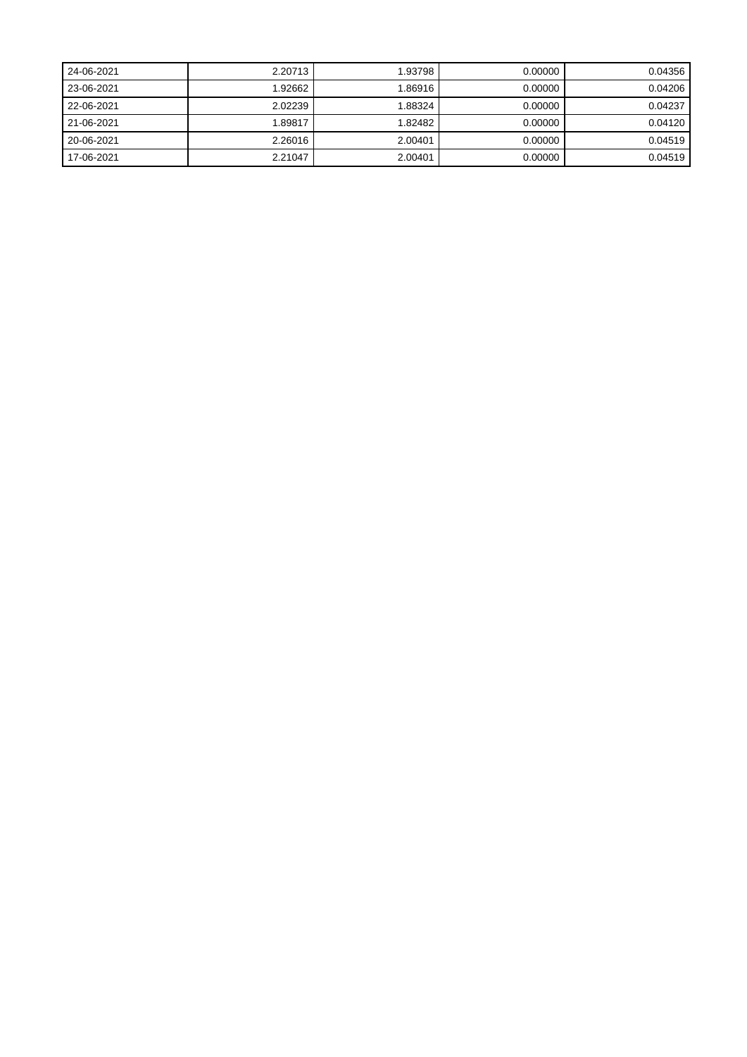| | | | | |
|---|---|---|---|---|
| 24-06-2021 | 2.20713 | 1.93798 | 0.00000 | 0.04356 |
| 23-06-2021 | 1.92662 | 1.86916 | 0.00000 | 0.04206 |
| 22-06-2021 | 2.02239 | 1.88324 | 0.00000 | 0.04237 |
| 21-06-2021 | 1.89817 | 1.82482 | 0.00000 | 0.04120 |
| 20-06-2021 | 2.26016 | 2.00401 | 0.00000 | 0.04519 |
| 17-06-2021 | 2.21047 | 2.00401 | 0.00000 | 0.04519 |